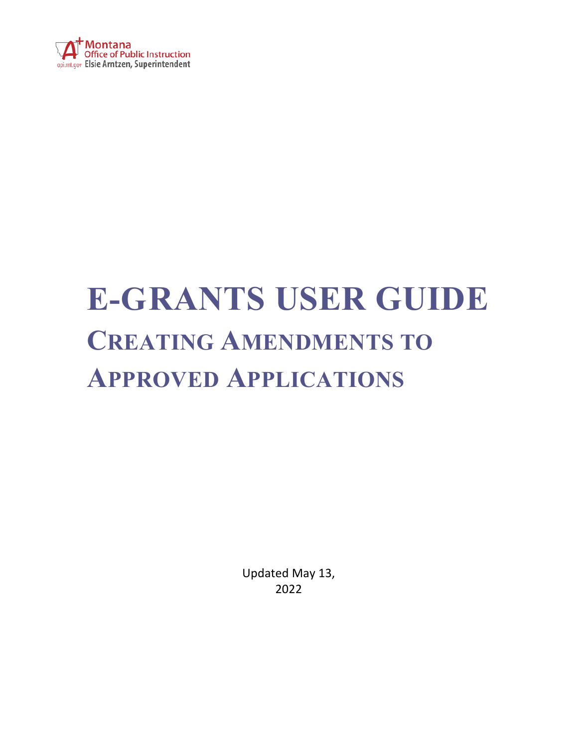Montana Office of Public Instruction
opi.mt.gov Elsie Arntzen, Superintendent

# E-GRANTS USER GUIDE

## CREATING AMENDMENTS TO APPROVED APPLICATIONS

Updated May 13, 2022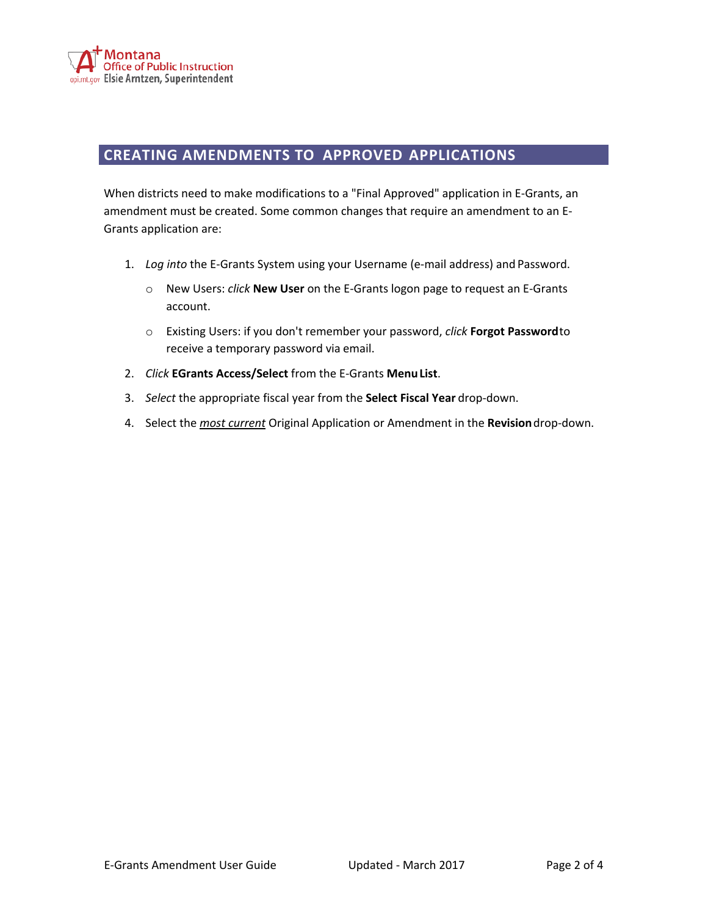## CREATING AMENDMENTS TO APPROVED APPLICATIONS

When districts need to make modifications to a "Final Approved" application in E-Grants, an amendment must be created. Some common changes that require an amendment to an E-Grants application are:

1. *Log into* the E-Grants System using your Username (e-mail address) and Password.
   - New Users: *click* **New User** on the E-Grants logon page to request an E-Grants account.
   - Existing Users: if you don't remember your password, *click* **Forgot Password** to receive a temporary password via email.
2. *Click* **EGrants Access/Select** from the E-Grants **Menu List**.
3. *Select* the appropriate fiscal year from the **Select Fiscal Year** drop-down.
4. Select the <u>*most current*</u> Original Application or Amendment in the **Revision** drop-down.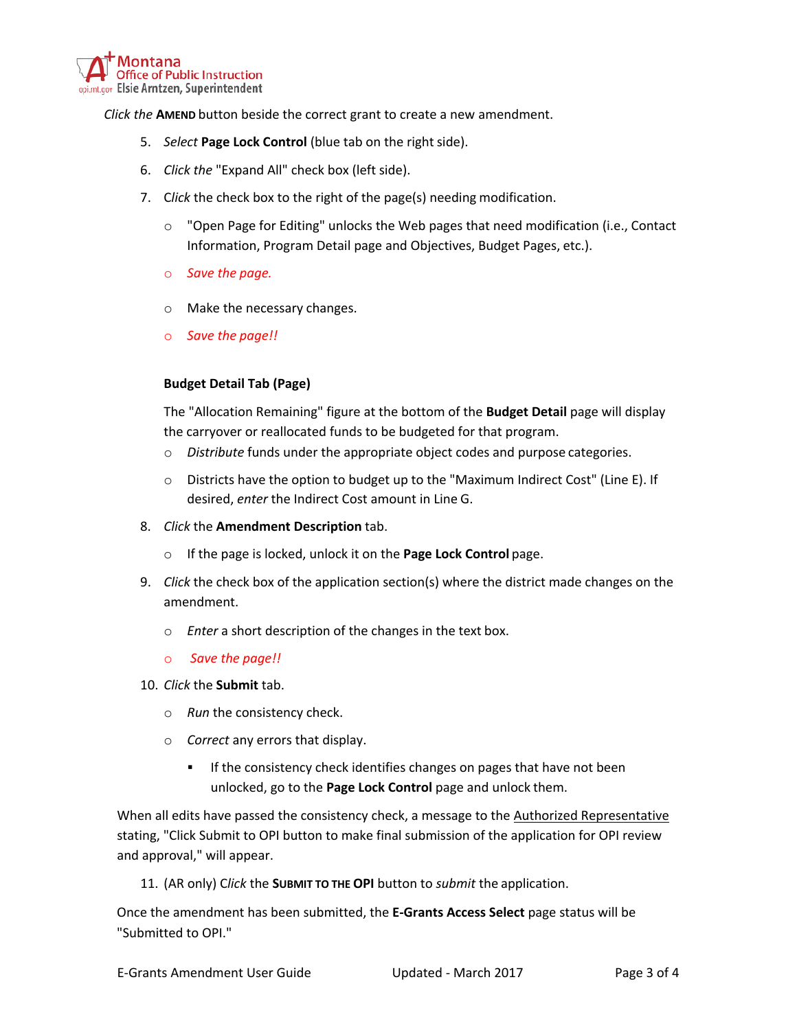*Click the* **AMEND** button beside the correct grant to create a new amendment.

5. *Select* **Page Lock Control** (blue tab on the right side).
6. *Click the* "Expand All" check box (left side).
7. C*lick* the check box to the right of the page(s) needing modification.
   - "Open Page for Editing" unlocks the Web pages that need modification (i.e., Contact Information, Program Detail page and Objectives, Budget Pages, etc.).
   - *Save the page.*
   - Make the necessary changes.
   - *Save the page!!*

   **Budget Detail Tab (Page)**

   The "Allocation Remaining" figure at the bottom of the **Budget Detail** page will display the carryover or reallocated funds to be budgeted for that program.
   - *Distribute* funds under the appropriate object codes and purpose categories.
   - Districts have the option to budget up to the "Maximum Indirect Cost" (Line E). If desired, *enter* the Indirect Cost amount in Line G.
8. *Click* the **Amendment Description** tab.
   - If the page is locked, unlock it on the **Page Lock Control** page.
9. *Click* the check box of the application section(s) where the district made changes on the amendment.
   - *Enter* a short description of the changes in the text box.
   - *Save the page!!*
10. *Click* the **Submit** tab.
    - *Run* the consistency check.
    - *Correct* any errors that display.
      - If the consistency check identifies changes on pages that have not been unlocked, go to the **Page Lock Control** page and unlock them.

When all edits have passed the consistency check, a message to the Authorized Representative stating, "Click Submit to OPI button to make final submission of the application for OPI review and approval," will appear.

11. (AR only) C*lick* the **SUBMIT TO THE OPI** button to *submit* the application.

Once the amendment has been submitted, the **E-Grants Access Select** page status will be "Submitted to OPI."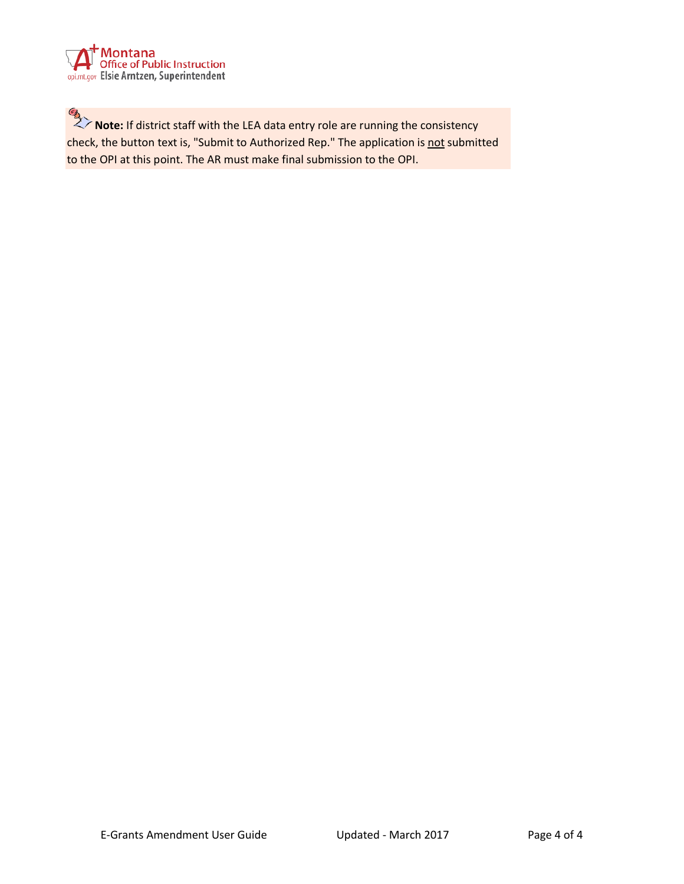**Note:** If district staff with the LEA data entry role are running the consistency check, the button text is, "Submit to Authorized Rep." The application is <u>not</u> submitted to the OPI at this point. The AR must make final submission to the OPI.